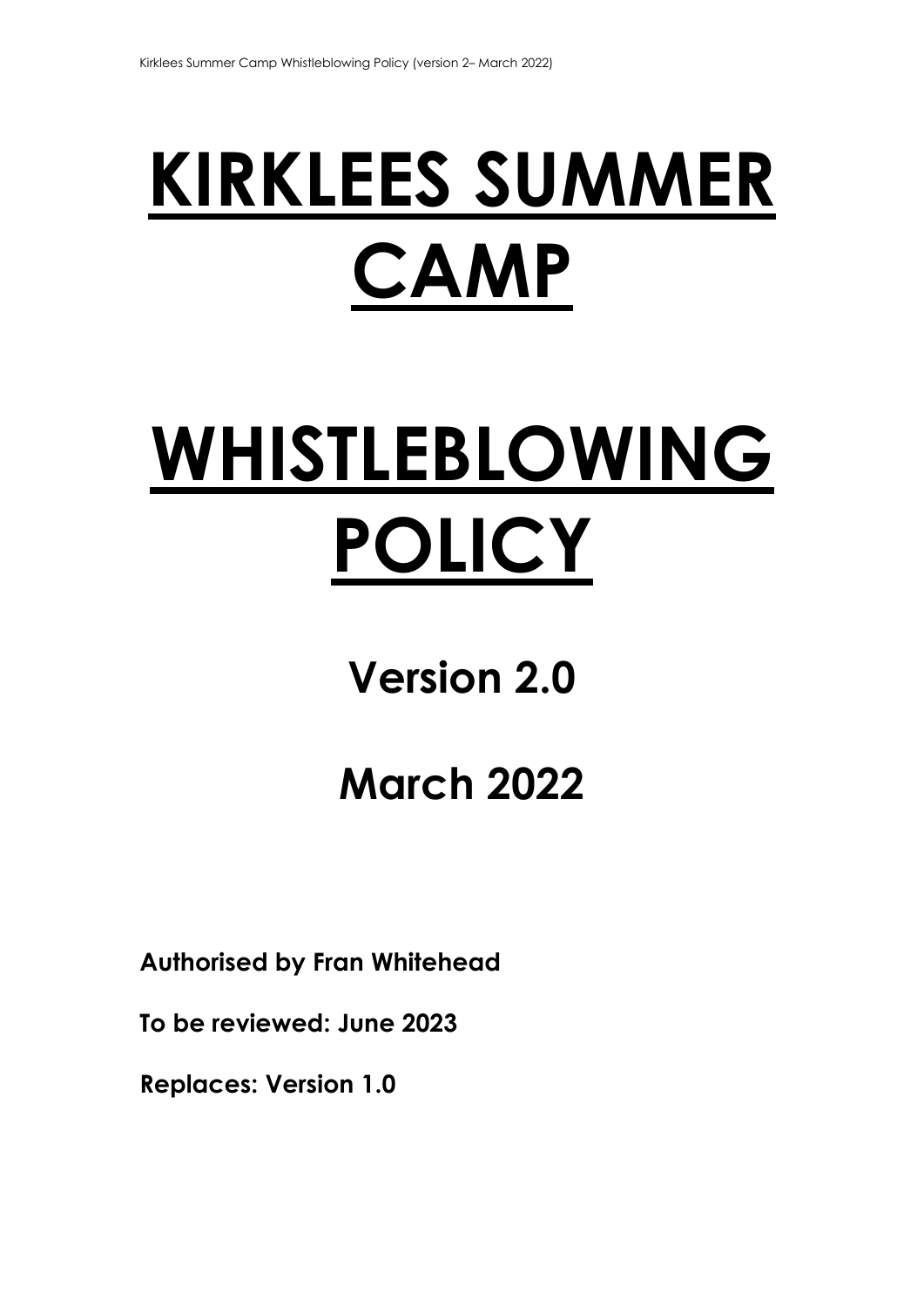# KIRKLEES SUMMER CAMP

# WHISTLEBLOWING POLICY

## Version 2.0

## March 2022

**Authorised by Fran Whitehead**

**To be reviewed: June 2023**

**Replaces: Version 1.0**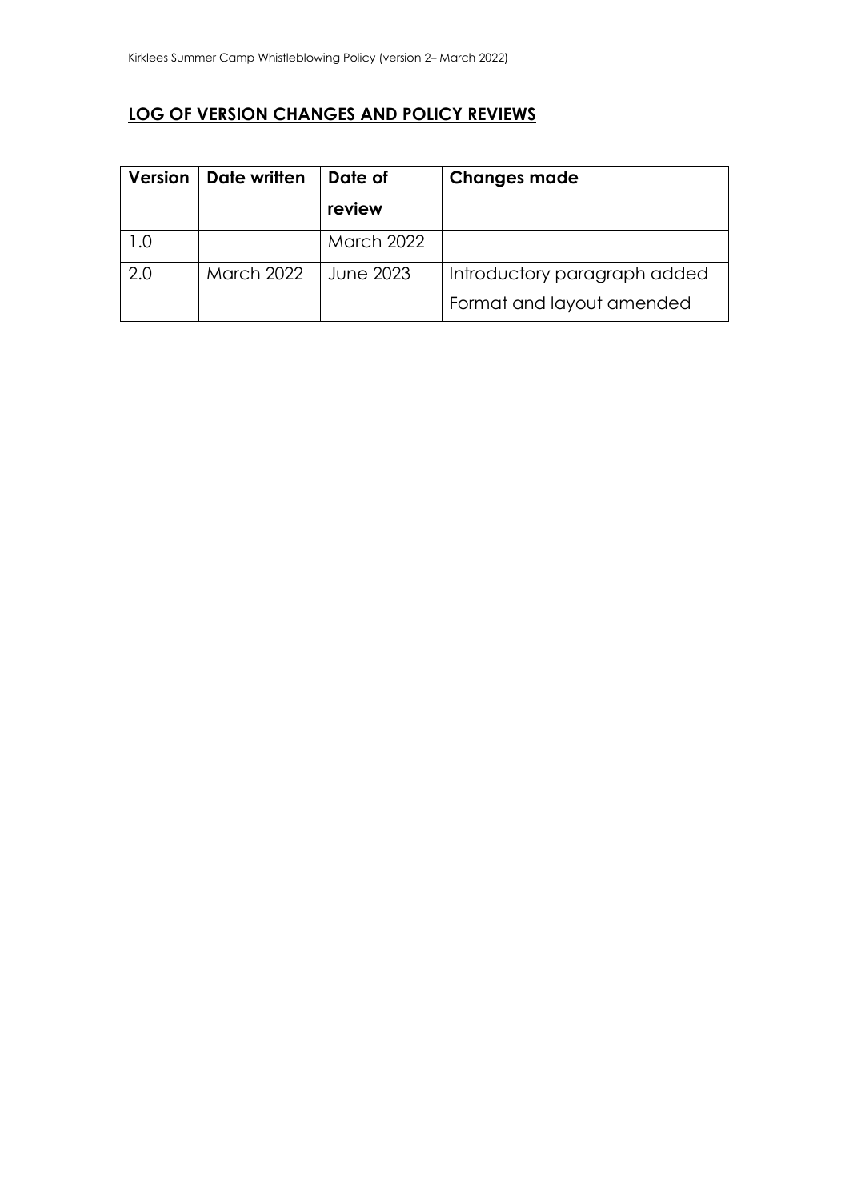## LOG OF VERSION CHANGES AND POLICY REVIEWS

| Version | Date written | Date of review | Changes made |
| --- | --- | --- | --- |
| 1.0 | | March 2022 | |
| 2.0 | March 2022 | June 2023 | Introductory paragraph added<br>Format and layout amended |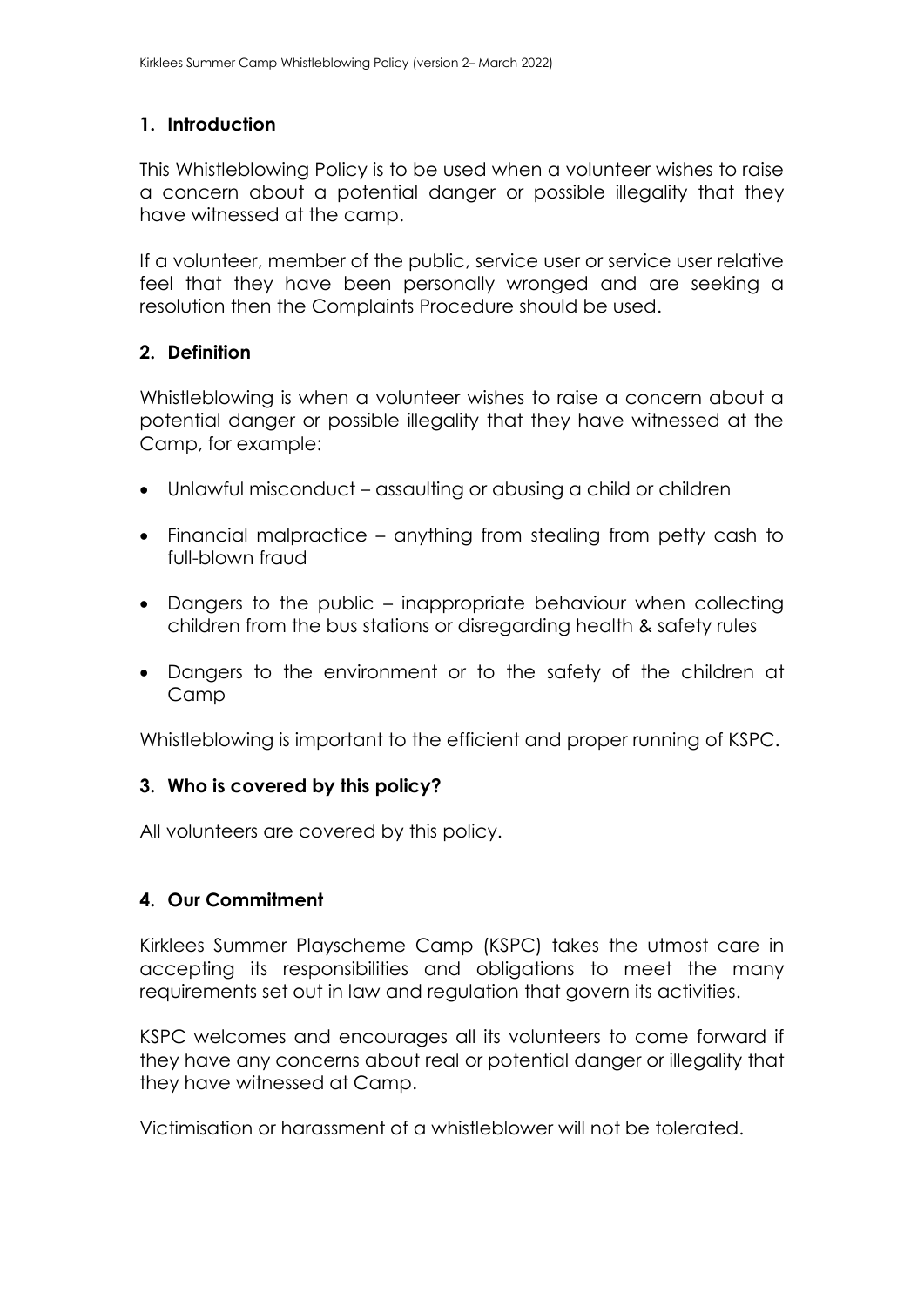## 1. Introduction

This Whistleblowing Policy is to be used when a volunteer wishes to raise a concern about a potential danger or possible illegality that they have witnessed at the camp.

If a volunteer, member of the public, service user or service user relative feel that they have been personally wronged and are seeking a resolution then the Complaints Procedure should be used.

## 2. Definition

Whistleblowing is when a volunteer wishes to raise a concern about a potential danger or possible illegality that they have witnessed at the Camp, for example:

- Unlawful misconduct – assaulting or abusing a child or children
- Financial malpractice – anything from stealing from petty cash to full-blown fraud
- Dangers to the public – inappropriate behaviour when collecting children from the bus stations or disregarding health & safety rules
- Dangers to the environment or to the safety of the children at Camp

Whistleblowing is important to the efficient and proper running of KSPC.

## 3. Who is covered by this policy?

All volunteers are covered by this policy.

## 4. Our Commitment

Kirklees Summer Playscheme Camp (KSPC) takes the utmost care in accepting its responsibilities and obligations to meet the many requirements set out in law and regulation that govern its activities.

KSPC welcomes and encourages all its volunteers to come forward if they have any concerns about real or potential danger or illegality that they have witnessed at Camp.

Victimisation or harassment of a whistleblower will not be tolerated.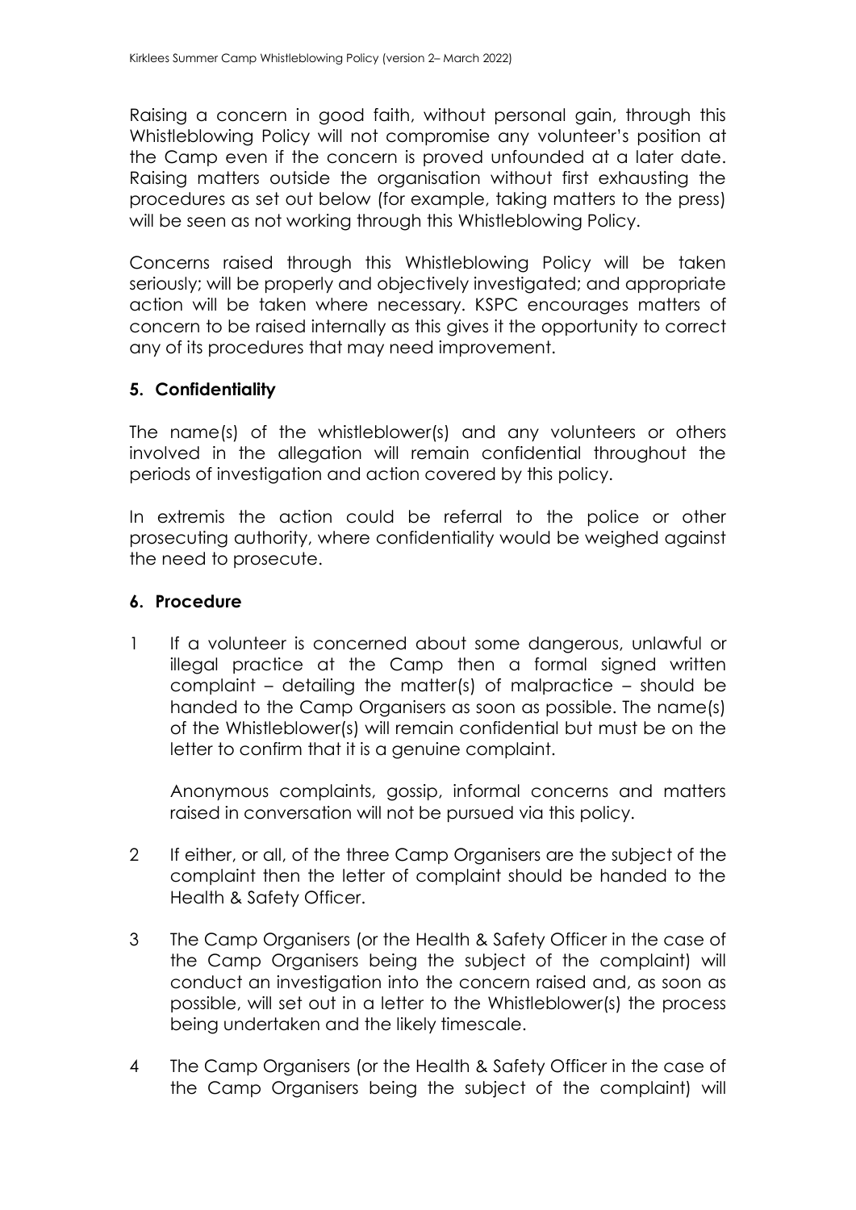Raising a concern in good faith, without personal gain, through this Whistleblowing Policy will not compromise any volunteer's position at the Camp even if the concern is proved unfounded at a later date. Raising matters outside the organisation without first exhausting the procedures as set out below (for example, taking matters to the press) will be seen as not working through this Whistleblowing Policy.

Concerns raised through this Whistleblowing Policy will be taken seriously; will be properly and objectively investigated; and appropriate action will be taken where necessary. KSPC encourages matters of concern to be raised internally as this gives it the opportunity to correct any of its procedures that may need improvement.

## 5. Confidentiality

The name(s) of the whistleblower(s) and any volunteers or others involved in the allegation will remain confidential throughout the periods of investigation and action covered by this policy.

In extremis the action could be referral to the police or other prosecuting authority, where confidentiality would be weighed against the need to prosecute.

## 6. Procedure

1 If a volunteer is concerned about some dangerous, unlawful or illegal practice at the Camp then a formal signed written complaint – detailing the matter(s) of malpractice – should be handed to the Camp Organisers as soon as possible. The name(s) of the Whistleblower(s) will remain confidential but must be on the letter to confirm that it is a genuine complaint.

   Anonymous complaints, gossip, informal concerns and matters raised in conversation will not be pursued via this policy.

2 If either, or all, of the three Camp Organisers are the subject of the complaint then the letter of complaint should be handed to the Health & Safety Officer.

3 The Camp Organisers (or the Health & Safety Officer in the case of the Camp Organisers being the subject of the complaint) will conduct an investigation into the concern raised and, as soon as possible, will set out in a letter to the Whistleblower(s) the process being undertaken and the likely timescale.

4 The Camp Organisers (or the Health & Safety Officer in the case of the Camp Organisers being the subject of the complaint) will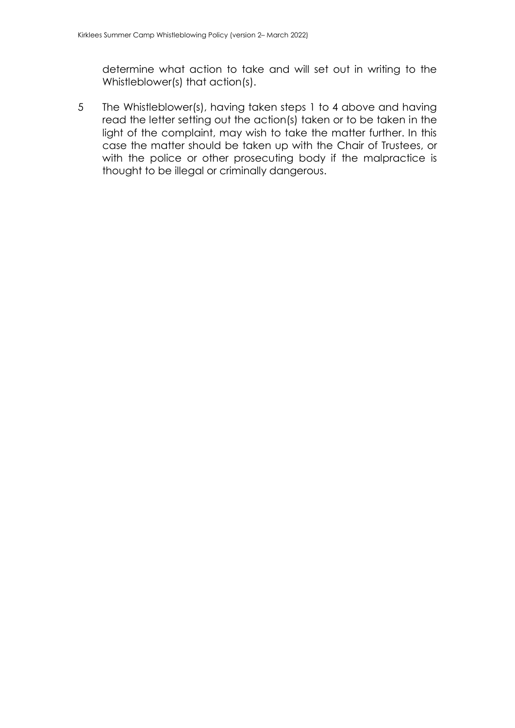determine what action to take and will set out in writing to the Whistleblower(s) that action(s).

5 The Whistleblower(s), having taken steps 1 to 4 above and having read the letter setting out the action(s) taken or to be taken in the light of the complaint, may wish to take the matter further. In this case the matter should be taken up with the Chair of Trustees, or with the police or other prosecuting body if the malpractice is thought to be illegal or criminally dangerous.